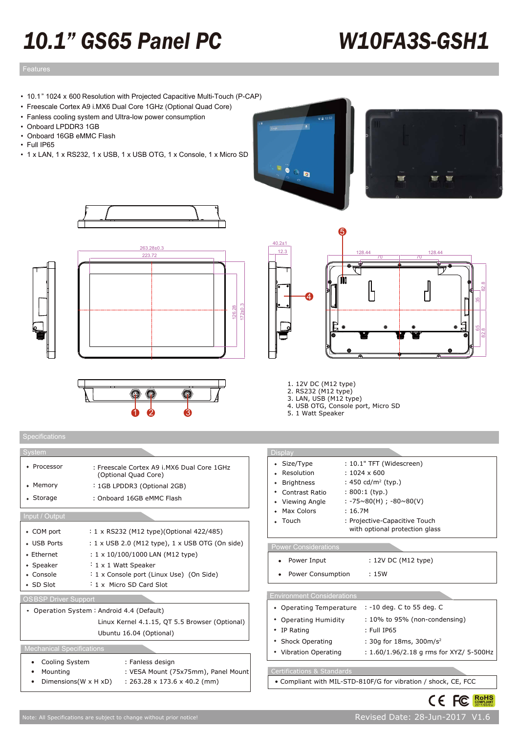# 10.1" GS65 Panel PC

# W10FA3S-GSH1

## Features

- 10.1" 1024 x 600 Resolution with Projected Capacitive Multi-Touch (P-CAP)
- Freescale Cortex A9 i.MX6 Dual Core 1GHz (Optional Quad Core)
- Fanless cooling system and Ultra-low power consumption
- Onboard LPDDR3 1GB
- Onboard 16GB eMMC Flash
- Full IP65
- 1 x LAN, 1 x RS232, 1 x USB, 1 x USB OTG, 1 x Console, 1 x Micro SD

1. 12V DC (M12 type)
2. RS232 (M12 type)
3. LAN, USB (M12 type)
4. USB OTG, Console port, Micro SD
5. 1 Watt Speaker

## Specifications

### System

| | |
|---|---|
| Processor | : Freescale Cortex A9 i.MX6 Dual Core 1GHz (Optional Quad Core) |
| Memory | : 1GB LPDDR3 (Optional 2GB) |
| Storage | : Onboard 16GB eMMC Flash |

### Input / Output

| | |
|---|---|
| COM port | : 1 x RS232 (M12 type)(Optional 422/485) |
| USB Ports | : 1 x USB 2.0 (M12 type), 1 x USB OTG (On side) |
| Ethernet | : 1 x 10/100/1000 LAN (M12 type) |
| Speaker | : 1 x 1 Watt Speaker |
| Console | : 1 x Console port (Linux Use) (On Side) |
| SD Slot | : 1 x Micro SD Card Slot |

### OS BSP Driver Support

| | |
|---|---|
| Operation System | : Android 4.4 (Default)<br>Linux Kernel 4.1.15, QT 5.5 Browser (Optional)<br>Ubuntu 16.04 (Optional) |

### Mechanical Specifications

| | |
|---|---|
| Cooling System | : Fanless design |
| Mounting | : VESA Mount (75x75mm), Panel Mount |
| Dimensions(W x H xD) | : 263.28 x 173.6 x 40.2 (mm) |

### Display

| | |
|---|---|
| Size/Type | : 10.1" TFT (Widescreen) |
| Resolution | : 1024 x 600 |
| Brightness | : 450 cd/m² (typ.) |
| Contrast Ratio | : 800:1 (typ.) |
| Viewing Angle | : -75~80(H) ; -80~80(V) |
| Max Colors | : 16.7M |
| Touch | : Projective-Capacitive Touch with optional protection glass |

### Power Considerations

| | |
|---|---|
| Power Input | : 12V DC (M12 type) |
| Power Consumption | : 15W |

### Environment Considerations

| | |
|---|---|
| Operating Temperature | : -10 deg. C to 55 deg. C |
| Operating Humidity | : 10% to 95% (non-condensing) |
| IP Rating | : Full IP65 |
| Shock Operating | : 30g for 18ms, 300m/s² |
| Vibration Operating | : 1.60/1.96/2.18 g rms for XYZ/ 5-500Hz |

### Certifications & Standards

- Compliant with MIL-STD-810F/G for vibration / shock, CE, FCC

Note: All Specifications are subject to change without prior notice!

Revised Date: 28-Jun-2017 V1.6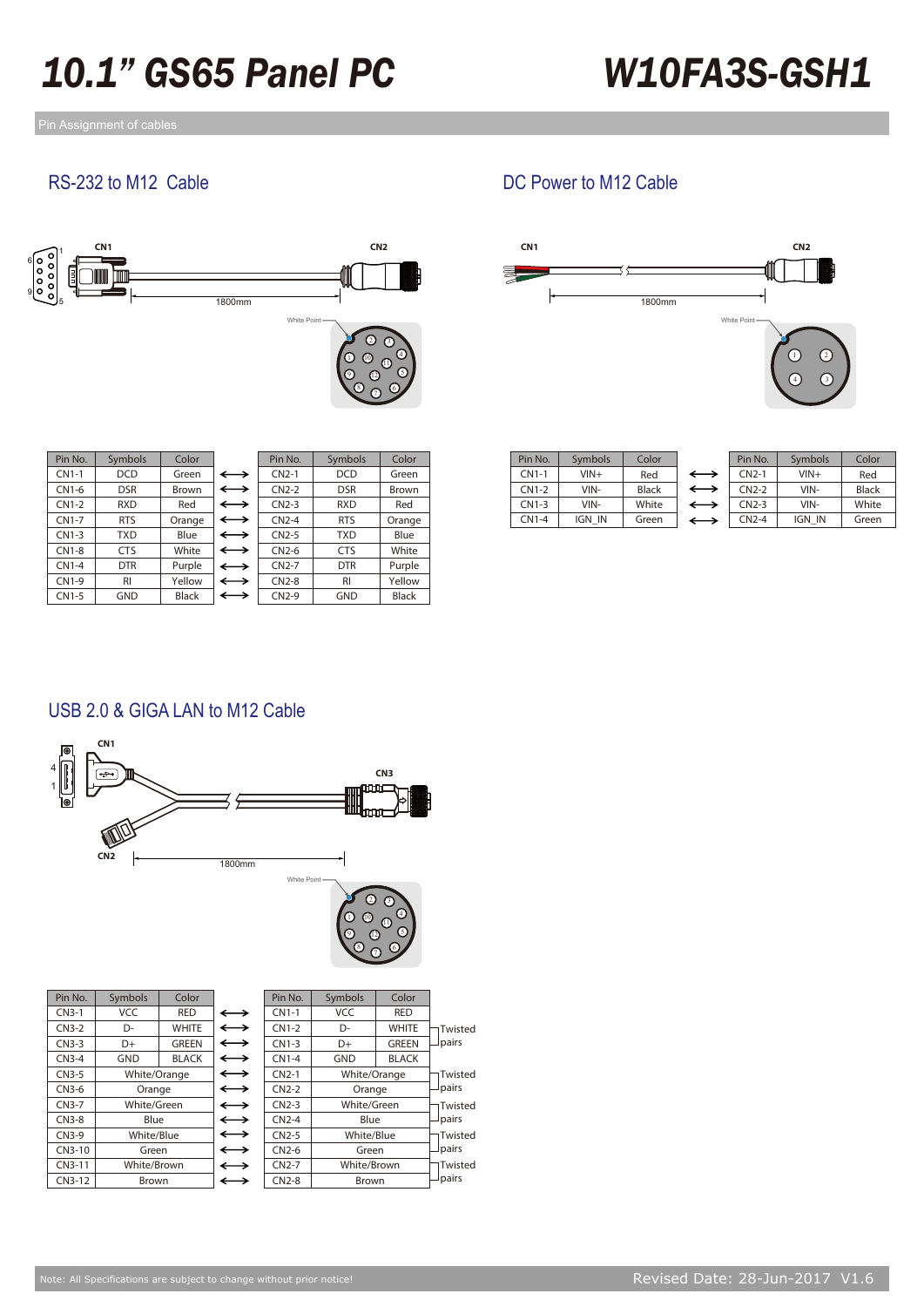# 10.1" GS65 Panel PC

# W10FA3S-GSH1

## Pin Assignment of cables

### RS-232 to M12 Cable

CN1

CN2

1800mm

White Point

| Pin No. | Symbols | Color | | Pin No. | Symbols | Color |
|---|---|---|---|---|---|---|
| CN1-1 | DCD | Green | ⟷ | CN2-1 | DCD | Green |
| CN1-6 | DSR | Brown | ⟷ | CN2-2 | DSR | Brown |
| CN1-2 | RXD | Red | ⟷ | CN2-3 | RXD | Red |
| CN1-7 | RTS | Orange | ⟷ | CN2-4 | RTS | Orange |
| CN1-3 | TXD | Blue | ⟷ | CN2-5 | TXD | Blue |
| CN1-8 | CTS | White | ⟷ | CN2-6 | CTS | White |
| CN1-4 | DTR | Purple | ⟷ | CN2-7 | DTR | Purple |
| CN1-9 | RI | Yellow | ⟷ | CN2-8 | RI | Yellow |
| CN1-5 | GND | Black | ⟷ | CN2-9 | GND | Black |

### DC Power to M12 Cable

CN1

CN2

1800mm

White Point

| Pin No. | Symbols | Color | | Pin No. | Symbols | Color |
|---|---|---|---|---|---|---|
| CN1-1 | VIN+ | Red | ⟷ | CN2-1 | VIN+ | Red |
| CN1-2 | VIN- | Black | ⟷ | CN2-2 | VIN- | Black |
| CN1-3 | VIN- | White | ⟷ | CN2-3 | VIN- | White |
| CN1-4 | IGN_IN | Green | ⟷ | CN2-4 | IGN_IN | Green |

### USB 2.0 & GIGA LAN to M12 Cable

CN1

CN2

CN3

1800mm

White Point

| Pin No. | Symbols | Color | | Pin No. | Symbols | Color | |
|---|---|---|---|---|---|---|---|
| CN3-1 | VCC | RED | ⟷ | CN1-1 | VCC | RED | |
| CN3-2 | D- | WHITE | ⟷ | CN1-2 | D- | WHITE | Twisted pairs |
| CN3-3 | D+ | GREEN | ⟷ | CN1-3 | D+ | GREEN | |
| CN3-4 | GND | BLACK | ⟷ | CN1-4 | GND | BLACK | |
| CN3-5 | White/Orange | | ⟷ | CN2-1 | White/Orange | | Twisted pairs |
| CN3-6 | Orange | | ⟷ | CN2-2 | Orange | | |
| CN3-7 | White/Green | | ⟷ | CN2-3 | White/Green | | Twisted pairs |
| CN3-8 | Blue | | ⟷ | CN2-4 | Blue | | |
| CN3-9 | White/Blue | | ⟷ | CN2-5 | White/Blue | | Twisted pairs |
| CN3-10 | Green | | ⟷ | CN2-6 | Green | | |
| CN3-11 | White/Brown | | ⟷ | CN2-7 | White/Brown | | Twisted pairs |
| CN3-12 | Brown | | ⟷ | CN2-8 | Brown | | |

Note: All Specifications are subject to change without prior notice!

Revised Date: 28-Jun-2017 V1.6